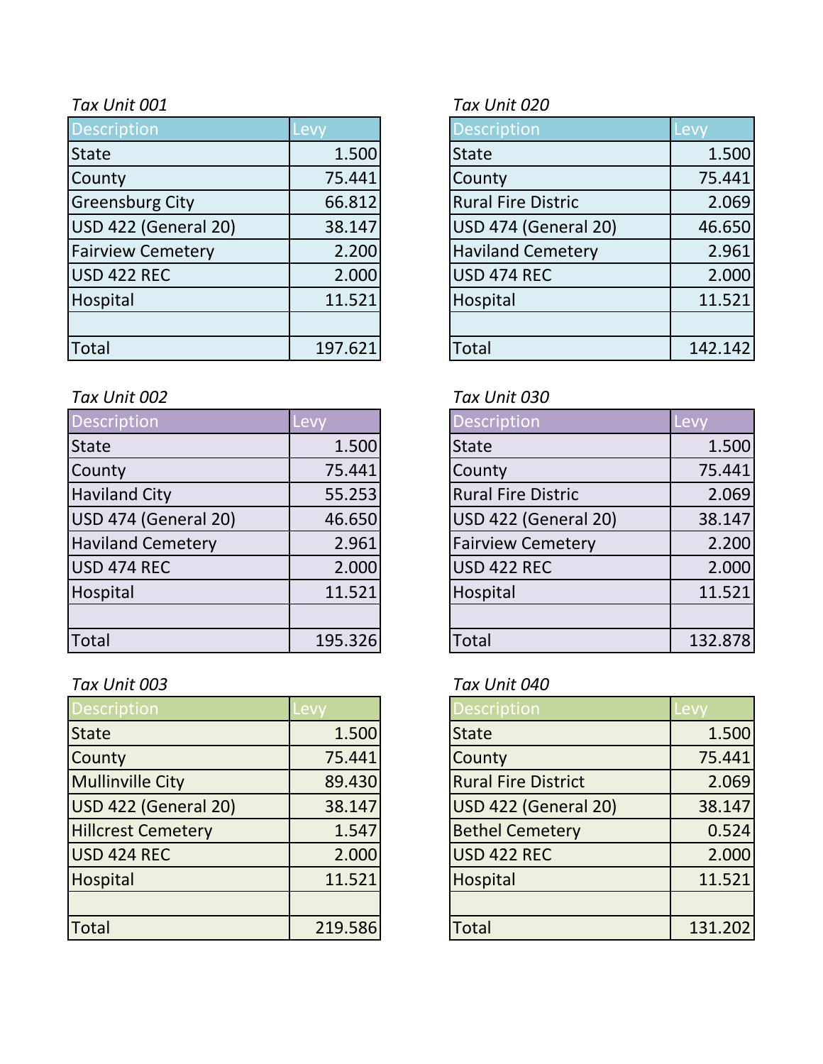*Tax Unit 001*

| Description | Levy |
|---|---|
| State | 1.500 |
| County | 75.441 |
| Greensburg City | 66.812 |
| USD 422 (General 20) | 38.147 |
| Fairview Cemetery | 2.200 |
| USD 422 REC | 2.000 |
| Hospital | 11.521 |
| | |
| Total | 197.621 |

*Tax Unit 002*

| Description | Levy |
|---|---|
| State | 1.500 |
| County | 75.441 |
| Haviland City | 55.253 |
| USD 474 (General 20) | 46.650 |
| Haviland Cemetery | 2.961 |
| USD 474 REC | 2.000 |
| Hospital | 11.521 |
| | |
| Total | 195.326 |

*Tax Unit 003*

| Description | Levy |
|---|---|
| State | 1.500 |
| County | 75.441 |
| Mullinville City | 89.430 |
| USD 422 (General 20) | 38.147 |
| Hillcrest Cemetery | 1.547 |
| USD 424 REC | 2.000 |
| Hospital | 11.521 |
| | |
| Total | 219.586 |

*Tax Unit 020*

| Description | Levy |
|---|---|
| State | 1.500 |
| County | 75.441 |
| Rural Fire Distric | 2.069 |
| USD 474 (General 20) | 46.650 |
| Haviland Cemetery | 2.961 |
| USD 474 REC | 2.000 |
| Hospital | 11.521 |
| | |
| Total | 142.142 |

*Tax Unit 030*

| Description | Levy |
|---|---|
| State | 1.500 |
| County | 75.441 |
| Rural Fire Distric | 2.069 |
| USD 422 (General 20) | 38.147 |
| Fairview Cemetery | 2.200 |
| USD 422 REC | 2.000 |
| Hospital | 11.521 |
| | |
| Total | 132.878 |

*Tax Unit 040*

| Description | Levy |
|---|---|
| State | 1.500 |
| County | 75.441 |
| Rural Fire District | 2.069 |
| USD 422 (General 20) | 38.147 |
| Bethel Cemetery | 0.524 |
| USD 422 REC | 2.000 |
| Hospital | 11.521 |
| | |
| Total | 131.202 |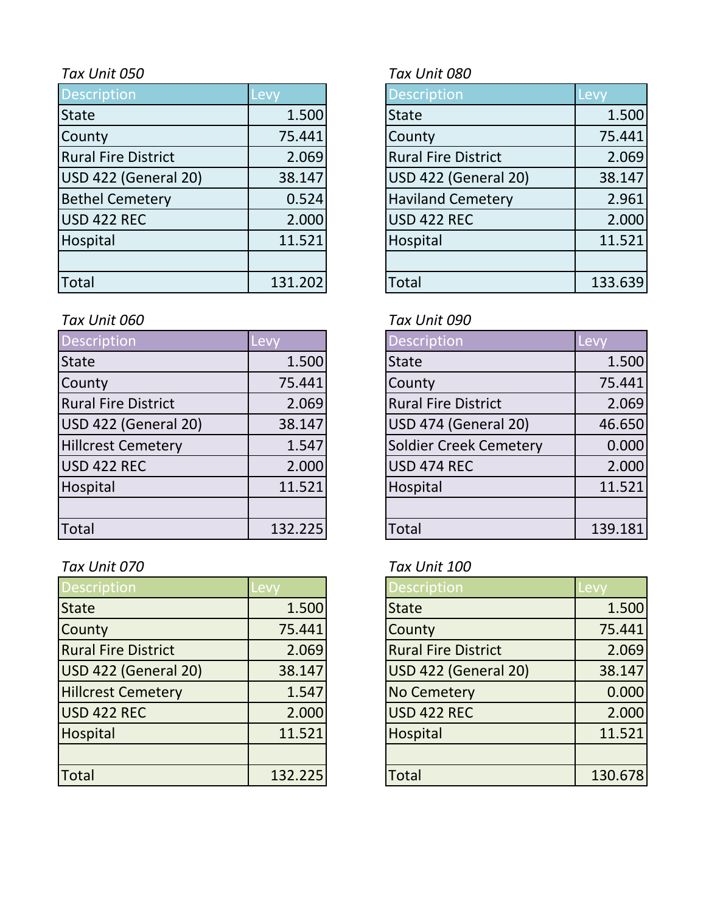*Tax Unit 050*

| Description | Levy |
| --- | --- |
| State | 1.500 |
| County | 75.441 |
| Rural Fire District | 2.069 |
| USD 422 (General 20) | 38.147 |
| Bethel Cemetery | 0.524 |
| USD 422 REC | 2.000 |
| Hospital | 11.521 |
| | |
| Total | 131.202 |

*Tax Unit 080*

| Description | Levy |
| --- | --- |
| State | 1.500 |
| County | 75.441 |
| Rural Fire District | 2.069 |
| USD 422 (General 20) | 38.147 |
| Haviland Cemetery | 2.961 |
| USD 422 REC | 2.000 |
| Hospital | 11.521 |
| | |
| Total | 133.639 |

*Tax Unit 060*

| Description | Levy |
| --- | --- |
| State | 1.500 |
| County | 75.441 |
| Rural Fire District | 2.069 |
| USD 422 (General 20) | 38.147 |
| Hillcrest Cemetery | 1.547 |
| USD 422 REC | 2.000 |
| Hospital | 11.521 |
| | |
| Total | 132.225 |

*Tax Unit 090*

| Description | Levy |
| --- | --- |
| State | 1.500 |
| County | 75.441 |
| Rural Fire District | 2.069 |
| USD 474 (General 20) | 46.650 |
| Soldier Creek Cemetery | 0.000 |
| USD 474 REC | 2.000 |
| Hospital | 11.521 |
| | |
| Total | 139.181 |

*Tax Unit 070*

| Description | Levy |
| --- | --- |
| State | 1.500 |
| County | 75.441 |
| Rural Fire District | 2.069 |
| USD 422 (General 20) | 38.147 |
| Hillcrest Cemetery | 1.547 |
| USD 422 REC | 2.000 |
| Hospital | 11.521 |
| | |
| Total | 132.225 |

*Tax Unit 100*

| Description | Levy |
| --- | --- |
| State | 1.500 |
| County | 75.441 |
| Rural Fire District | 2.069 |
| USD 422 (General 20) | 38.147 |
| No Cemetery | 0.000 |
| USD 422 REC | 2.000 |
| Hospital | 11.521 |
| | |
| Total | 130.678 |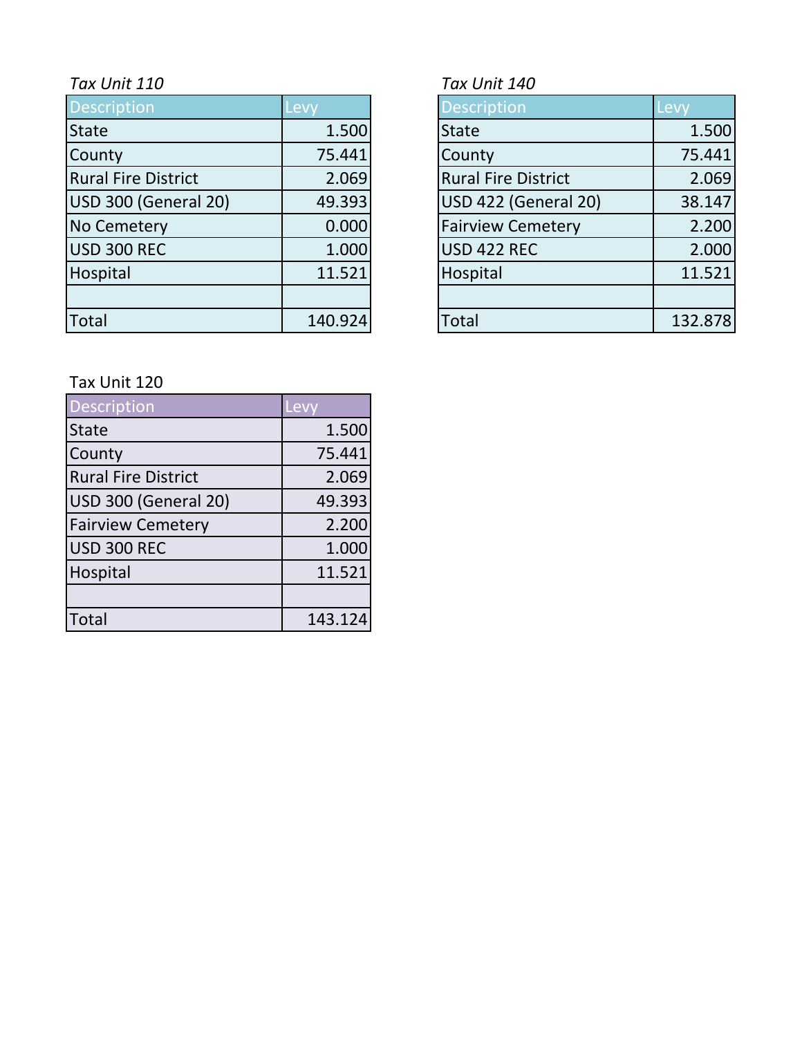*Tax Unit 110*

| Description | Levy |
|---|---|
| State | 1.500 |
| County | 75.441 |
| Rural Fire District | 2.069 |
| USD 300 (General 20) | 49.393 |
| No Cemetery | 0.000 |
| USD 300 REC | 1.000 |
| Hospital | 11.521 |
| | |
| Total | 140.924 |

*Tax Unit 140*

| Description | Levy |
|---|---|
| State | 1.500 |
| County | 75.441 |
| Rural Fire District | 2.069 |
| USD 422 (General 20) | 38.147 |
| Fairview Cemetery | 2.200 |
| USD 422 REC | 2.000 |
| Hospital | 11.521 |
| | |
| Total | 132.878 |

Tax Unit 120

| Description | Levy |
|---|---|
| State | 1.500 |
| County | 75.441 |
| Rural Fire District | 2.069 |
| USD 300 (General 20) | 49.393 |
| Fairview Cemetery | 2.200 |
| USD 300 REC | 1.000 |
| Hospital | 11.521 |
| | |
| Total | 143.124 |